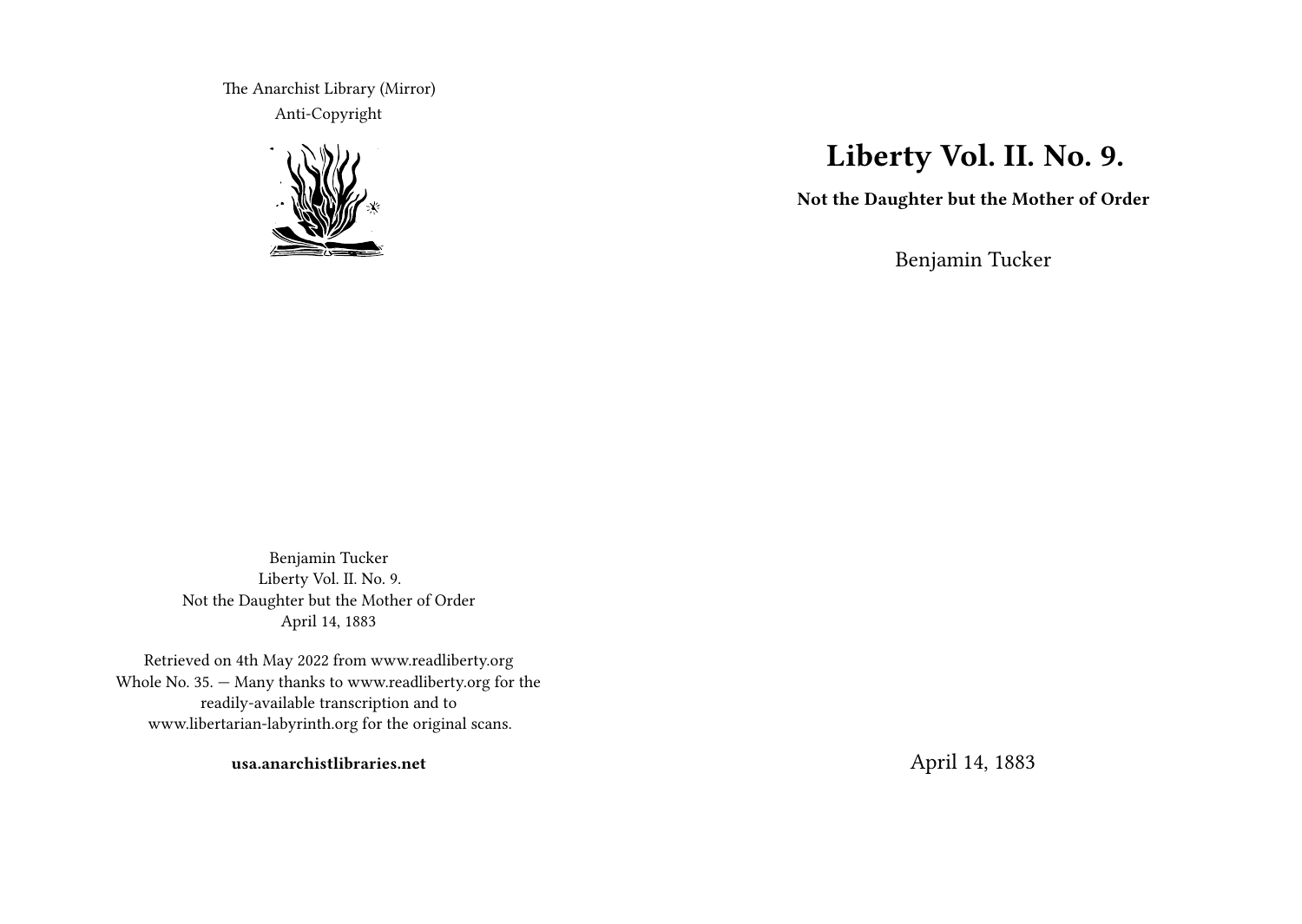# Liberty Vol. II. No. 9.

**Not the Daughter but the Mother of Order**

Benjamin Tucker

April 14, 1883

The Anarchist Library (Mirror)
Anti-Copyright

Benjamin Tucker
Liberty Vol. II. No. 9.
Not the Daughter but the Mother of Order
April 14, 1883

Retrieved on 4th May 2022 from www.readliberty.org
Whole No. 35. — Many thanks to www.readliberty.org for the readily-available transcription and to www.libertarian-labyrinth.org for the original scans.

**usa.anarchistlibraries.net**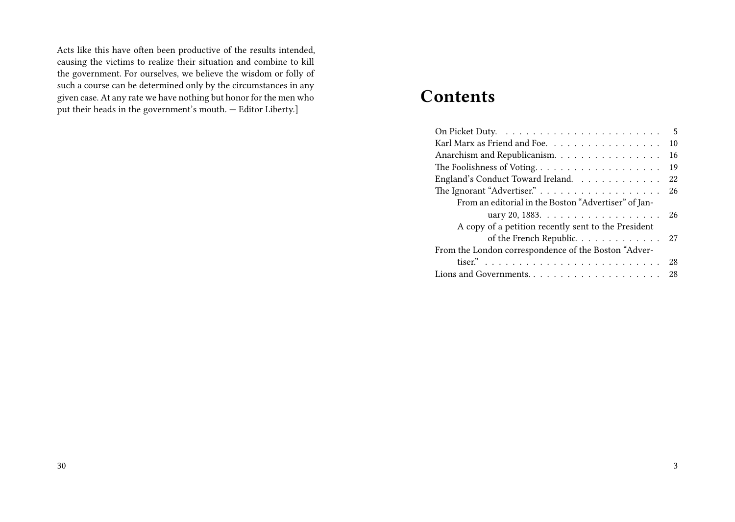Acts like this have often been productive of the results intended, causing the victims to realize their situation and combine to kill the government. For ourselves, we believe the wisdom or folly of such a course can be determined only by the circumstances in any given case. At any rate we have nothing but honor for the men who put their heads in the government's mouth. — Editor Liberty.]

# Contents

- On Picket Duty. . . . . . . . . . . . . . . . . . . . . . . . 5
- Karl Marx as Friend and Foe. . . . . . . . . . . . . . . . . 10
- Anarchism and Republicanism. . . . . . . . . . . . . . . . 16
- The Foolishness of Voting. . . . . . . . . . . . . . . . . . . 19
- England's Conduct Toward Ireland. . . . . . . . . . . . . 22
- The Ignorant "Advertiser." . . . . . . . . . . . . . . . . . . 26
  - From an editorial in the Boston "Advertiser" of January 20, 1883. . . . . . . . . . . . . . . . . . 26
  - A copy of a petition recently sent to the President of the French Republic. . . . . . . . . . . . . 27
- From the London correspondence of the Boston "Advertiser." . . . . . . . . . . . . . . . . . . . . . . . . . . 28
- Lions and Governments. . . . . . . . . . . . . . . . . . . . 28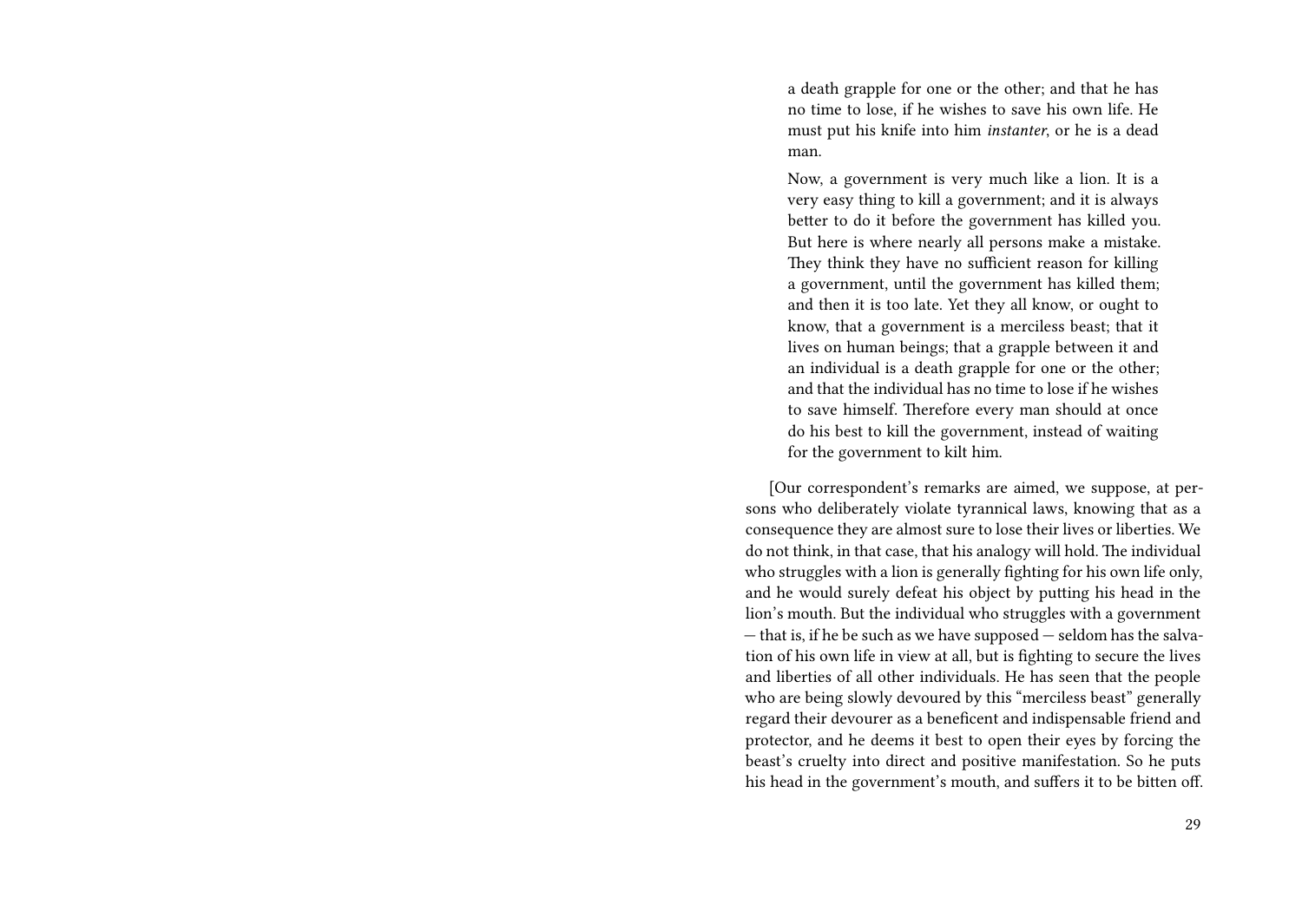> a death grapple for one or the other; and that he has no time to lose, if he wishes to save his own life. He must put his knife into him *instanter*, or he is a dead man.
>
> Now, a government is very much like a lion. It is a very easy thing to kill a government; and it is always better to do it before the government has killed you. But here is where nearly all persons make a mistake. They think they have no sufficient reason for killing a government, until the government has killed them; and then it is too late. Yet they all know, or ought to know, that a government is a merciless beast; that it lives on human beings; that a grapple between it and an individual is a death grapple for one or the other; and that the individual has no time to lose if he wishes to save himself. Therefore every man should at once do his best to kill the government, instead of waiting for the government to kilt him.

[Our correspondent's remarks are aimed, we suppose, at persons who deliberately violate tyrannical laws, knowing that as a consequence they are almost sure to lose their lives or liberties. We do not think, in that case, that his analogy will hold. The individual who struggles with a lion is generally fighting for his own life only, and he would surely defeat his object by putting his head in the lion's mouth. But the individual who struggles with a government — that is, if he be such as we have supposed — seldom has the salvation of his own life in view at all, but is fighting to secure the lives and liberties of all other individuals. He has seen that the people who are being slowly devoured by this "merciless beast" generally regard their devourer as a beneficent and indispensable friend and protector, and he deems it best to open their eyes by forcing the beast's cruelty into direct and positive manifestation. So he puts his head in the government's mouth, and suffers it to be bitten off.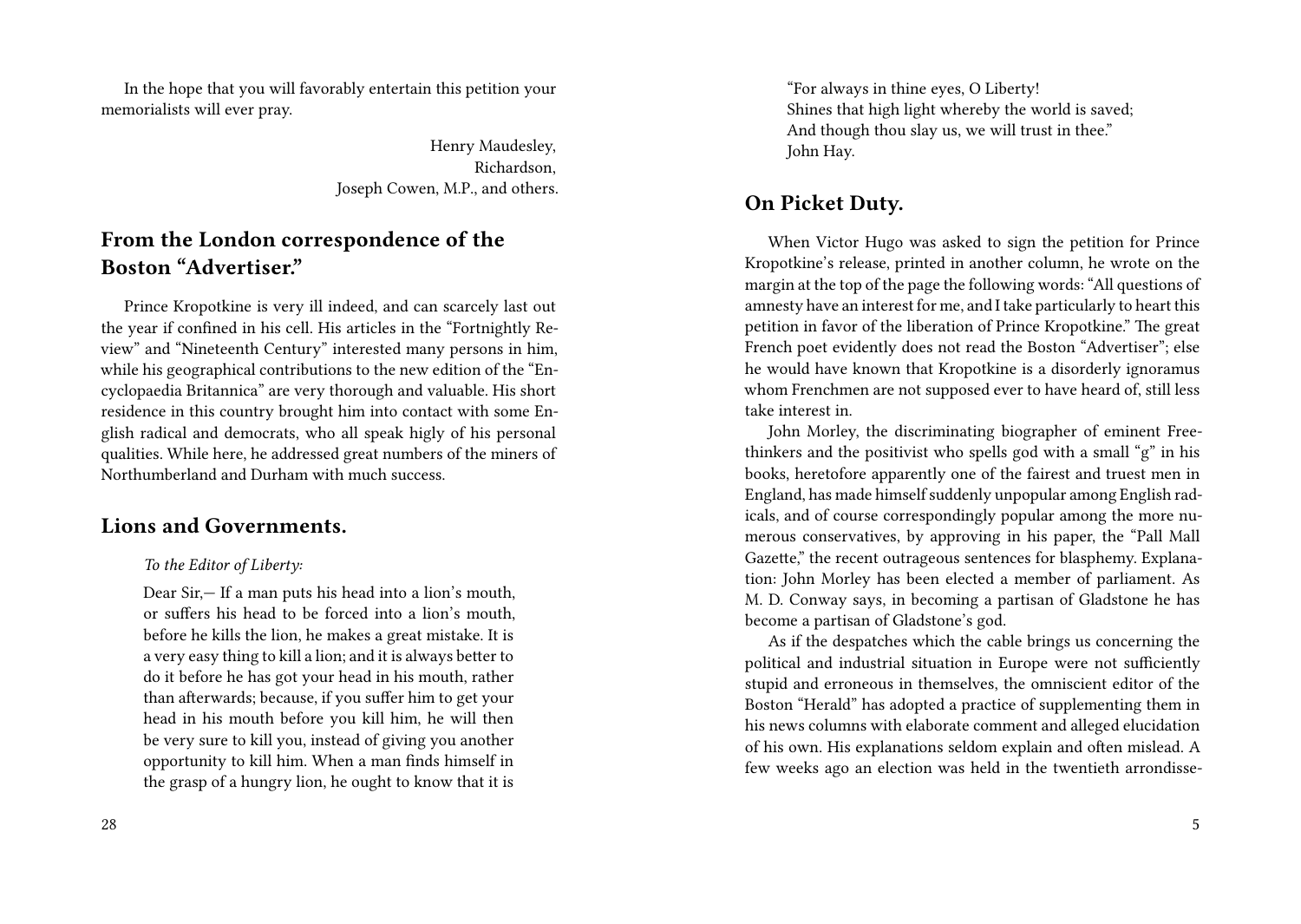In the hope that you will favorably entertain this petition your memorialists will ever pray.

Henry Maudesley,
Richardson,
Joseph Cowen, M.P., and others.

## From the London correspondence of the Boston "Advertiser."

Prince Kropotkine is very ill indeed, and can scarcely last out the year if confined in his cell. His articles in the "Fortnightly Review" and "Nineteenth Century" interested many persons in him, while his geographical contributions to the new edition of the "Encyclopaedia Britannica" are very thorough and valuable. His short residence in this country brought him into contact with some English radical and democrats, who all speak higly of his personal qualities. While here, he addressed great numbers of the miners of Northumberland and Durham with much success.

## Lions and Governments.

*To the Editor of Liberty:*

> Dear Sir,— If a man puts his head into a lion's mouth, or suffers his head to be forced into a lion's mouth, before he kills the lion, he makes a great mistake. It is a very easy thing to kill a lion; and it is always better to do it before he has got your head in his mouth, rather than afterwards; because, if you suffer him to get your head in his mouth before you kill him, he will then be very sure to kill you, instead of giving you another opportunity to kill him. When a man finds himself in the grasp of a hungry lion, he ought to know that it is

> "For always in thine eyes, O Liberty!
> Shines that high light whereby the world is saved;
> And though thou slay us, we will trust in thee."
> John Hay.

## On Picket Duty.

When Victor Hugo was asked to sign the petition for Prince Kropotkine's release, printed in another column, he wrote on the margin at the top of the page the following words: "All questions of amnesty have an interest for me, and I take particularly to heart this petition in favor of the liberation of Prince Kropotkine." The great French poet evidently does not read the Boston "Advertiser"; else he would have known that Kropotkine is a disorderly ignoramus whom Frenchmen are not supposed ever to have heard of, still less take interest in.

John Morley, the discriminating biographer of eminent Freethinkers and the positivist who spells god with a small "g" in his books, heretofore apparently one of the fairest and truest men in England, has made himself suddenly unpopular among English radicals, and of course correspondingly popular among the more numerous conservatives, by approving in his paper, the "Pall Mall Gazette," the recent outrageous sentences for blasphemy. Explanation: John Morley has been elected a member of parliament. As M. D. Conway says, in becoming a partisan of Gladstone he has become a partisan of Gladstone's god.

As if the despatches which the cable brings us concerning the political and industrial situation in Europe were not sufficiently stupid and erroneous in themselves, the omniscient editor of the Boston "Herald" has adopted a practice of supplementing them in his news columns with elaborate comment and alleged elucidation of his own. His explanations seldom explain and often mislead. A few weeks ago an election was held in the twentieth arrondisse-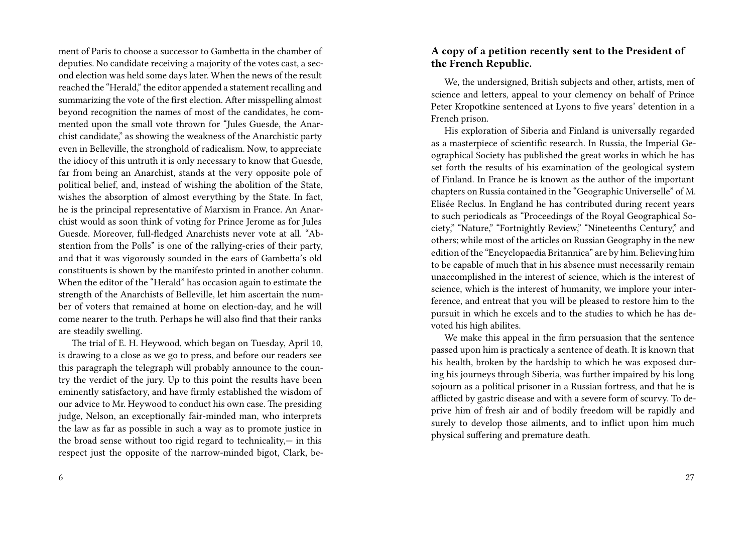ment of Paris to choose a successor to Gambetta in the chamber of deputies. No candidate receiving a majority of the votes cast, a second election was held some days later. When the news of the result reached the "Herald," the editor appended a statement recalling and summarizing the vote of the first election. After misspelling almost beyond recognition the names of most of the candidates, he commented upon the small vote thrown for "Jules Guesde, the Anarchist candidate," as showing the weakness of the Anarchistic party even in Belleville, the stronghold of radicalism. Now, to appreciate the idiocy of this untruth it is only necessary to know that Guesde, far from being an Anarchist, stands at the very opposite pole of political belief, and, instead of wishing the abolition of the State, wishes the absorption of almost everything by the State. In fact, he is the principal representative of Marxism in France. An Anarchist would as soon think of voting for Prince Jerome as for Jules Guesde. Moreover, full-fledged Anarchists never vote at all. "Abstention from the Polls" is one of the rallying-cries of their party, and that it was vigorously sounded in the ears of Gambetta's old constituents is shown by the manifesto printed in another column. When the editor of the "Herald" has occasion again to estimate the strength of the Anarchists of Belleville, let him ascertain the number of voters that remained at home on election-day, and he will come nearer to the truth. Perhaps he will also find that their ranks are steadily swelling.

The trial of E. H. Heywood, which began on Tuesday, April 10, is drawing to a close as we go to press, and before our readers see this paragraph the telegraph will probably announce to the country the verdict of the jury. Up to this point the results have been eminently satisfactory, and have firmly established the wisdom of our advice to Mr. Heywood to conduct his own case. The presiding judge, Nelson, an exceptionally fair-minded man, who interprets the law as far as possible in such a way as to promote justice in the broad sense without too rigid regard to technicality,— in this respect just the opposite of the narrow-minded bigot, Clark, be-

### A copy of a petition recently sent to the President of the French Republic.

We, the undersigned, British subjects and other, artists, men of science and letters, appeal to your clemency on behalf of Prince Peter Kropotkine sentenced at Lyons to five years' detention in a French prison.

His exploration of Siberia and Finland is universally regarded as a masterpiece of scientific research. In Russia, the Imperial Geographical Society has published the great works in which he has set forth the results of his examination of the geological system of Finland. In France he is known as the author of the important chapters on Russia contained in the "Geographic Universelle" of M. Elisée Reclus. In England he has contributed during recent years to such periodicals as "Proceedings of the Royal Geographical Society," "Nature," "Fortnightly Review," "Nineteenths Century," and others; while most of the articles on Russian Geography in the new edition of the "Encyclopaedia Britannica" are by him. Believing him to be capable of much that in his absence must necessarily remain unaccomplished in the interest of science, which is the interest of science, which is the interest of humanity, we implore your interference, and entreat that you will be pleased to restore him to the pursuit in which he excels and to the studies to which he has devoted his high abilites.

We make this appeal in the firm persuasion that the sentence passed upon him is practicaly a sentence of death. It is known that his health, broken by the hardship to which he was exposed during his journeys through Siberia, was further impaired by his long sojourn as a political prisoner in a Russian fortress, and that he is afflicted by gastric disease and with a severe form of scurvy. To deprive him of fresh air and of bodily freedom will be rapidly and surely to develop those ailments, and to inflict upon him much physical suffering and premature death.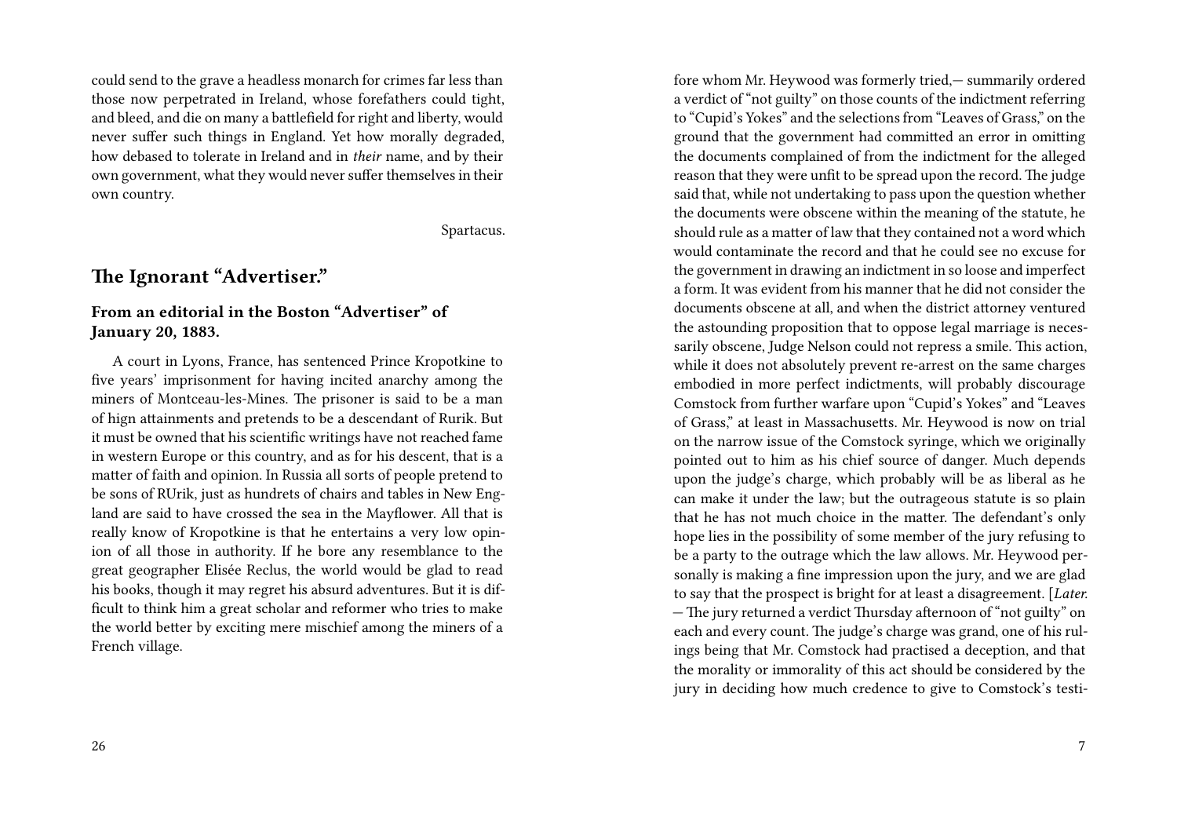could send to the grave a headless monarch for crimes far less than those now perpetrated in Ireland, whose forefathers could tight, and bleed, and die on many a battlefield for right and liberty, would never suffer such things in England. Yet how morally degraded, how debased to tolerate in Ireland and in *their* name, and by their own government, what they would never suffer themselves in their own country.

Spartacus.

## The Ignorant "Advertiser."

### From an editorial in the Boston "Advertiser" of January 20, 1883.

A court in Lyons, France, has sentenced Prince Kropotkine to five years' imprisonment for having incited anarchy among the miners of Montceau-les-Mines. The prisoner is said to be a man of hign attainments and pretends to be a descendant of Rurik. But it must be owned that his scientific writings have not reached fame in western Europe or this country, and as for his descent, that is a matter of faith and opinion. In Russia all sorts of people pretend to be sons of RUrik, just as hundrets of chairs and tables in New England are said to have crossed the sea in the Mayflower. All that is really know of Kropotkine is that he entertains a very low opinion of all those in authority. If he bore any resemblance to the great geographer Elisée Reclus, the world would be glad to read his books, though it may regret his absurd adventures. But it is difficult to think him a great scholar and reformer who tries to make the world better by exciting mere mischief among the miners of a French village.

fore whom Mr. Heywood was formerly tried,— summarily ordered a verdict of "not guilty" on those counts of the indictment referring to "Cupid's Yokes" and the selections from "Leaves of Grass," on the ground that the government had committed an error in omitting the documents complained of from the indictment for the alleged reason that they were unfit to be spread upon the record. The judge said that, while not undertaking to pass upon the question whether the documents were obscene within the meaning of the statute, he should rule as a matter of law that they contained not a word which would contaminate the record and that he could see no excuse for the government in drawing an indictment in so loose and imperfect a form. It was evident from his manner that he did not consider the documents obscene at all, and when the district attorney ventured the astounding proposition that to oppose legal marriage is necessarily obscene, Judge Nelson could not repress a smile. This action, while it does not absolutely prevent re-arrest on the same charges embodied in more perfect indictments, will probably discourage Comstock from further warfare upon "Cupid's Yokes" and "Leaves of Grass," at least in Massachusetts. Mr. Heywood is now on trial on the narrow issue of the Comstock syringe, which we originally pointed out to him as his chief source of danger. Much depends upon the judge's charge, which probably will be as liberal as he can make it under the law; but the outrageous statute is so plain that he has not much choice in the matter. The defendant's only hope lies in the possibility of some member of the jury refusing to be a party to the outrage which the law allows. Mr. Heywood personally is making a fine impression upon the jury, and we are glad to say that the prospect is bright for at least a disagreement. [*Later.* — The jury returned a verdict Thursday afternoon of "not guilty" on each and every count. The judge's charge was grand, one of his rulings being that Mr. Comstock had practised a deception, and that the morality or immorality of this act should be considered by the jury in deciding how much credence to give to Comstock's testi-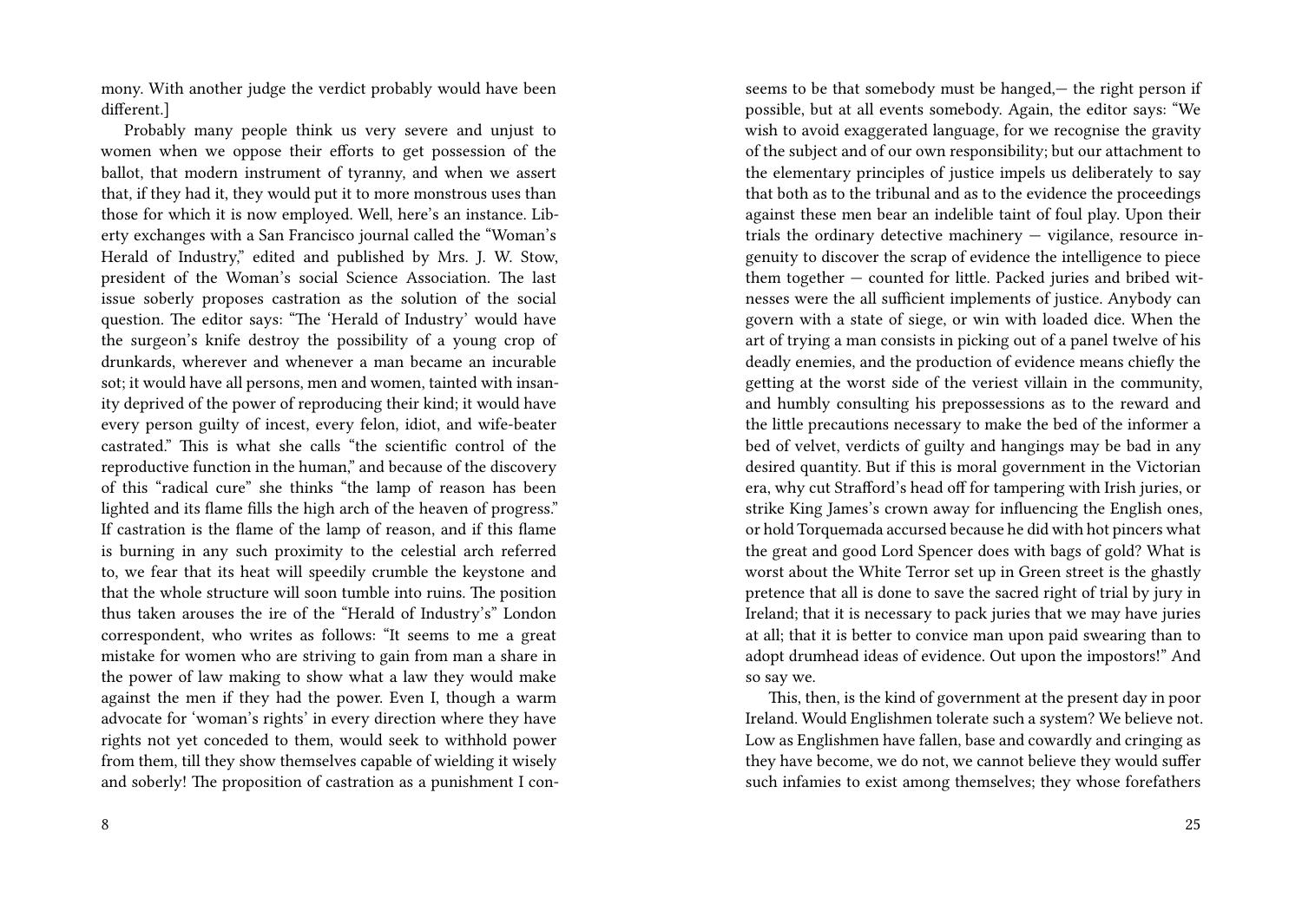mony. With another judge the verdict probably would have been different.]

Probably many people think us very severe and unjust to women when we oppose their efforts to get possession of the ballot, that modern instrument of tyranny, and when we assert that, if they had it, they would put it to more monstrous uses than those for which it is now employed. Well, here's an instance. Liberty exchanges with a San Francisco journal called the "Woman's Herald of Industry," edited and published by Mrs. J. W. Stow, president of the Woman's social Science Association. The last issue soberly proposes castration as the solution of the social question. The editor says: "The 'Herald of Industry' would have the surgeon's knife destroy the possibility of a young crop of drunkards, wherever and whenever a man became an incurable sot; it would have all persons, men and women, tainted with insanity deprived of the power of reproducing their kind; it would have every person guilty of incest, every felon, idiot, and wife-beater castrated." This is what she calls "the scientific control of the reproductive function in the human," and because of the discovery of this "radical cure" she thinks "the lamp of reason has been lighted and its flame fills the high arch of the heaven of progress." If castration is the flame of the lamp of reason, and if this flame is burning in any such proximity to the celestial arch referred to, we fear that its heat will speedily crumble the keystone and that the whole structure will soon tumble into ruins. The position thus taken arouses the ire of the "Herald of Industry's" London correspondent, who writes as follows: "It seems to me a great mistake for women who are striving to gain from man a share in the power of law making to show what a law they would make against the men if they had the power. Even I, though a warm advocate for 'woman's rights' in every direction where they have rights not yet conceded to them, would seek to withhold power from them, till they show themselves capable of wielding it wisely and soberly! The proposition of castration as a punishment I con-

seems to be that somebody must be hanged,— the right person if possible, but at all events somebody. Again, the editor says: "We wish to avoid exaggerated language, for we recognise the gravity of the subject and of our own responsibility; but our attachment to the elementary principles of justice impels us deliberately to say that both as to the tribunal and as to the evidence the proceedings against these men bear an indelible taint of foul play. Upon their trials the ordinary detective machinery — vigilance, resource ingenuity to discover the scrap of evidence the intelligence to piece them together — counted for little. Packed juries and bribed witnesses were the all sufficient implements of justice. Anybody can govern with a state of siege, or win with loaded dice. When the art of trying a man consists in picking out of a panel twelve of his deadly enemies, and the production of evidence means chiefly the getting at the worst side of the veriest villain in the community, and humbly consulting his prepossessions as to the reward and the little precautions necessary to make the bed of the informer a bed of velvet, verdicts of guilty and hangings may be bad in any desired quantity. But if this is moral government in the Victorian era, why cut Strafford's head off for tampering with Irish juries, or strike King James's crown away for influencing the English ones, or hold Torquemada accursed because he did with hot pincers what the great and good Lord Spencer does with bags of gold? What is worst about the White Terror set up in Green street is the ghastly pretence that all is done to save the sacred right of trial by jury in Ireland; that it is necessary to pack juries that we may have juries at all; that it is better to convice man upon paid swearing than to adopt drumhead ideas of evidence. Out upon the impostors!" And so say we.

This, then, is the kind of government at the present day in poor Ireland. Would Englishmen tolerate such a system? We believe not. Low as Englishmen have fallen, base and cowardly and cringing as they have become, we do not, we cannot believe they would suffer such infamies to exist among themselves; they whose forefathers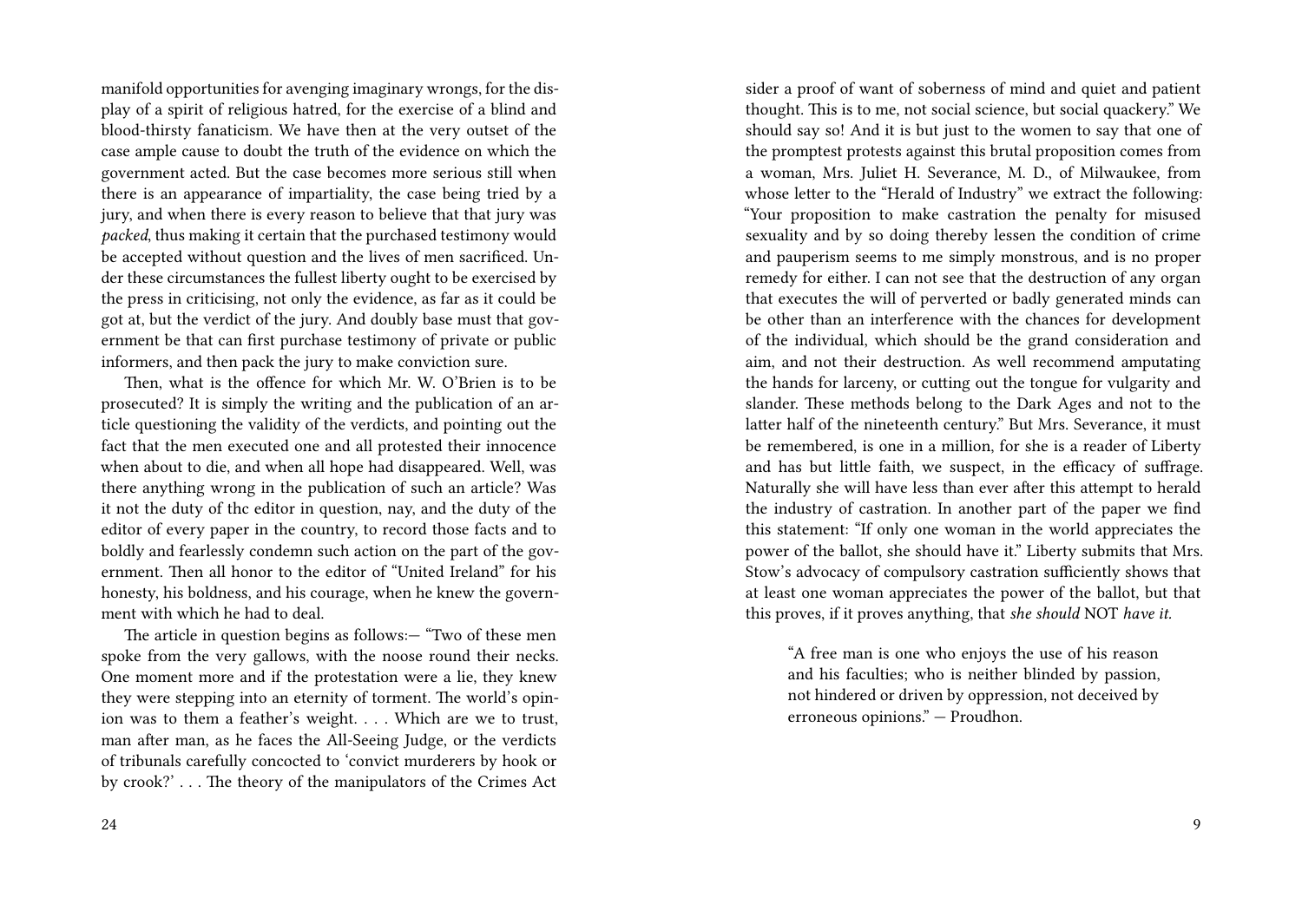manifold opportunities for avenging imaginary wrongs, for the display of a spirit of religious hatred, for the exercise of a blind and blood-thirsty fanaticism. We have then at the very outset of the case ample cause to doubt the truth of the evidence on which the government acted. But the case becomes more serious still when there is an appearance of impartiality, the case being tried by a jury, and when there is every reason to believe that that jury was *packed*, thus making it certain that the purchased testimony would be accepted without question and the lives of men sacrificed. Under these circumstances the fullest liberty ought to be exercised by the press in criticising, not only the evidence, as far as it could be got at, but the verdict of the jury. And doubly base must that government be that can first purchase testimony of private or public informers, and then pack the jury to make conviction sure.

Then, what is the offence for which Mr. W. O'Brien is to be prosecuted? It is simply the writing and the publication of an article questioning the validity of the verdicts, and pointing out the fact that the men executed one and all protested their innocence when about to die, and when all hope had disappeared. Well, was there anything wrong in the publication of such an article? Was it not the duty of thc editor in question, nay, and the duty of the editor of every paper in the country, to record those facts and to boldly and fearlessly condemn such action on the part of the government. Then all honor to the editor of "United Ireland" for his honesty, his boldness, and his courage, when he knew the government with which he had to deal.

The article in question begins as follows:— "Two of these men spoke from the very gallows, with the noose round their necks. One moment more and if the protestation were a lie, they knew they were stepping into an eternity of torment. The world's opinion was to them a feather's weight. . . . Which are we to trust, man after man, as he faces the All-Seeing Judge, or the verdicts of tribunals carefully concocted to 'convict murderers by hook or by crook?' . . . The theory of the manipulators of the Crimes Act

sider a proof of want of soberness of mind and quiet and patient thought. This is to me, not social science, but social quackery." We should say so! And it is but just to the women to say that one of the promptest protests against this brutal proposition comes from a woman, Mrs. Juliet H. Severance, M. D., of Milwaukee, from whose letter to the "Herald of Industry" we extract the following: "Your proposition to make castration the penalty for misused sexuality and by so doing thereby lessen the condition of crime and pauperism seems to me simply monstrous, and is no proper remedy for either. I can not see that the destruction of any organ that executes the will of perverted or badly generated minds can be other than an interference with the chances for development of the individual, which should be the grand consideration and aim, and not their destruction. As well recommend amputating the hands for larceny, or cutting out the tongue for vulgarity and slander. These methods belong to the Dark Ages and not to the latter half of the nineteenth century." But Mrs. Severance, it must be remembered, is one in a million, for she is a reader of Liberty and has but little faith, we suspect, in the efficacy of suffrage. Naturally she will have less than ever after this attempt to herald the industry of castration. In another part of the paper we find this statement: "If only one woman in the world appreciates the power of the ballot, she should have it." Liberty submits that Mrs. Stow's advocacy of compulsory castration sufficiently shows that at least one woman appreciates the power of the ballot, but that this proves, if it proves anything, that *she should* NOT *have it.*

> "A free man is one who enjoys the use of his reason and his faculties; who is neither blinded by passion, not hindered or driven by oppression, not deceived by erroneous opinions." — Proudhon.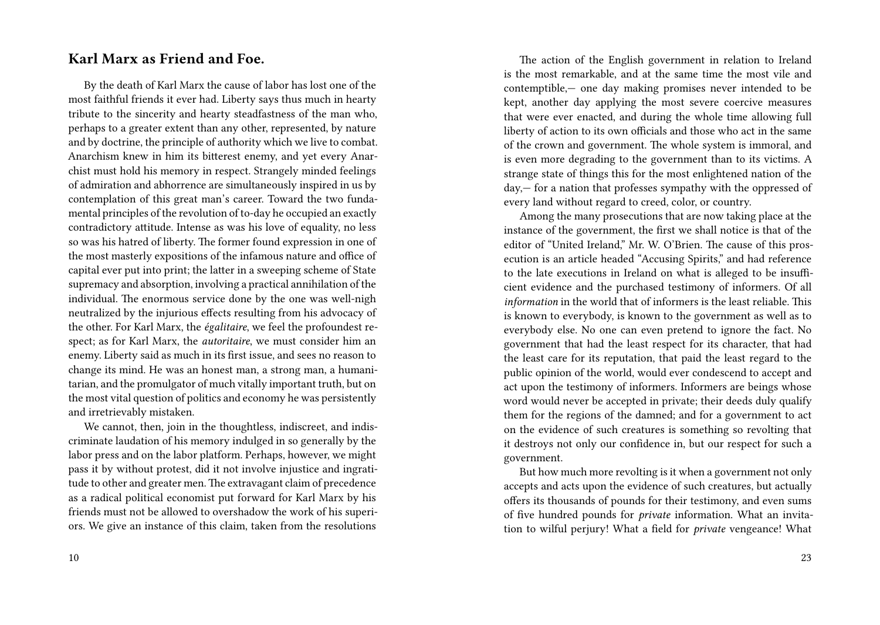## Karl Marx as Friend and Foe.

By the death of Karl Marx the cause of labor has lost one of the most faithful friends it ever had. Liberty says thus much in hearty tribute to the sincerity and hearty steadfastness of the man who, perhaps to a greater extent than any other, represented, by nature and by doctrine, the principle of authority which we live to combat. Anarchism knew in him its bitterest enemy, and yet every Anarchist must hold his memory in respect. Strangely minded feelings of admiration and abhorrence are simultaneously inspired in us by contemplation of this great man's career. Toward the two fundamental principles of the revolution of to-day he occupied an exactly contradictory attitude. Intense as was his love of equality, no less so was his hatred of liberty. The former found expression in one of the most masterly expositions of the infamous nature and office of capital ever put into print; the latter in a sweeping scheme of State supremacy and absorption, involving a practical annihilation of the individual. The enormous service done by the one was well-nigh neutralized by the injurious effects resulting from his advocacy of the other. For Karl Marx, the *égalitaire*, we feel the profoundest respect; as for Karl Marx, the *autoritaire*, we must consider him an enemy. Liberty said as much in its first issue, and sees no reason to change its mind. He was an honest man, a strong man, a humanitarian, and the promulgator of much vitally important truth, but on the most vital question of politics and economy he was persistently and irretrievably mistaken.

We cannot, then, join in the thoughtless, indiscreet, and indiscriminate laudation of his memory indulged in so generally by the labor press and on the labor platform. Perhaps, however, we might pass it by without protest, did it not involve injustice and ingratitude to other and greater men. The extravagant claim of precedence as a radical political economist put forward for Karl Marx by his friends must not be allowed to overshadow the work of his superiors. We give an instance of this claim, taken from the resolutions

The action of the English government in relation to Ireland is the most remarkable, and at the same time the most vile and contemptible,— one day making promises never intended to be kept, another day applying the most severe coercive measures that were ever enacted, and during the whole time allowing full liberty of action to its own officials and those who act in the same of the crown and government. The whole system is immoral, and is even more degrading to the government than to its victims. A strange state of things this for the most enlightened nation of the day,— for a nation that professes sympathy with the oppressed of every land without regard to creed, color, or country.

Among the many prosecutions that are now taking place at the instance of the government, the first we shall notice is that of the editor of "United Ireland," Mr. W. O'Brien. The cause of this prosecution is an article headed "Accusing Spirits," and had reference to the late executions in Ireland on what is alleged to be insufficient evidence and the purchased testimony of informers. Of all *information* in the world that of informers is the least reliable. This is known to everybody, is known to the government as well as to everybody else. No one can even pretend to ignore the fact. No government that had the least respect for its character, that had the least care for its reputation, that paid the least regard to the public opinion of the world, would ever condescend to accept and act upon the testimony of informers. Informers are beings whose word would never be accepted in private; their deeds duly qualify them for the regions of the damned; and for a government to act on the evidence of such creatures is something so revolting that it destroys not only our confidence in, but our respect for such a government.

But how much more revolting is it when a government not only accepts and acts upon the evidence of such creatures, but actually offers its thousands of pounds for their testimony, and even sums of five hundred pounds for *private* information. What an invitation to wilful perjury! What a field for *private* vengeance! What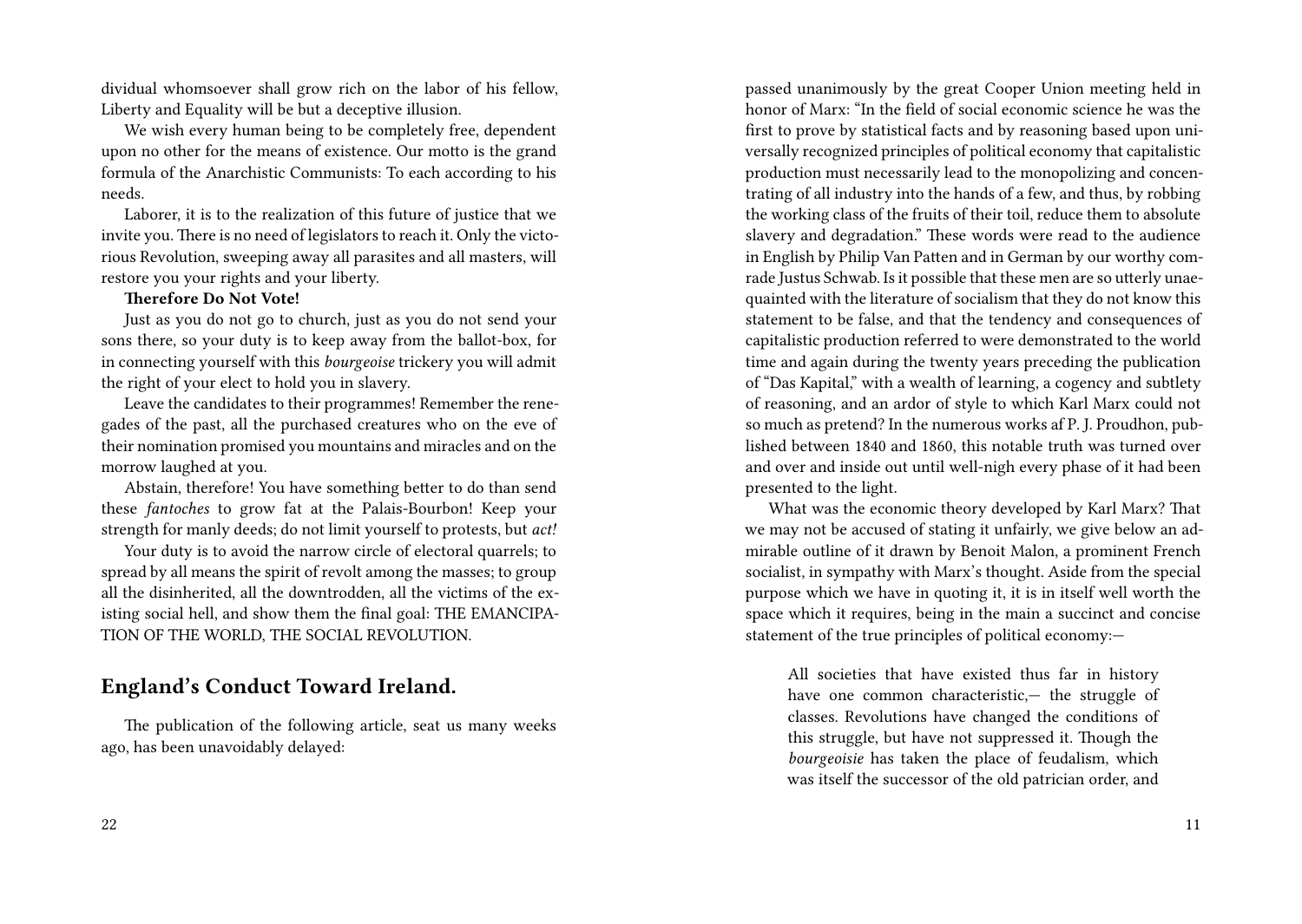dividual whomsoever shall grow rich on the labor of his fellow, Liberty and Equality will be but a deceptive illusion.

We wish every human being to be completely free, dependent upon no other for the means of existence. Our motto is the grand formula of the Anarchistic Communists: To each according to his needs.

Laborer, it is to the realization of this future of justice that we invite you. There is no need of legislators to reach it. Only the victorious Revolution, sweeping away all parasites and all masters, will restore you your rights and your liberty.

**Therefore Do Not Vote!**

Just as you do not go to church, just as you do not send your sons there, so your duty is to keep away from the ballot-box, for in connecting yourself with this *bourgeoise* trickery you will admit the right of your elect to hold you in slavery.

Leave the candidates to their programmes! Remember the renegades of the past, all the purchased creatures who on the eve of their nomination promised you mountains and miracles and on the morrow laughed at you.

Abstain, therefore! You have something better to do than send these *fantoches* to grow fat at the Palais-Bourbon! Keep your strength for manly deeds; do not limit yourself to protests, but *act!*

Your duty is to avoid the narrow circle of electoral quarrels; to spread by all means the spirit of revolt among the masses; to group all the disinherited, all the downtrodden, all the victims of the existing social hell, and show them the final goal: THE EMANCIPATION OF THE WORLD, THE SOCIAL REVOLUTION.

## England's Conduct Toward Ireland.

The publication of the following article, seat us many weeks ago, has been unavoidably delayed:

passed unanimously by the great Cooper Union meeting held in honor of Marx: "In the field of social economic science he was the first to prove by statistical facts and by reasoning based upon universally recognized principles of political economy that capitalistic production must necessarily lead to the monopolizing and concentrating of all industry into the hands of a few, and thus, by robbing the working class of the fruits of their toil, reduce them to absolute slavery and degradation." These words were read to the audience in English by Philip Van Patten and in German by our worthy comrade Justus Schwab. Is it possible that these men are so utterly unaequainted with the literature of socialism that they do not know this statement to be false, and that the tendency and consequences of capitalistic production referred to were demonstrated to the world time and again during the twenty years preceding the publication of "Das Kapital," with a wealth of learning, a cogency and subtlety of reasoning, and an ardor of style to which Karl Marx could not so much as pretend? In the numerous works af P. J. Proudhon, published between 1840 and 1860, this notable truth was turned over and over and inside out until well-nigh every phase of it had been presented to the light.

What was the economic theory developed by Karl Marx? That we may not be accused of stating it unfairly, we give below an admirable outline of it drawn by Benoit Malon, a prominent French socialist, in sympathy with Marx's thought. Aside from the special purpose which we have in quoting it, it is in itself well worth the space which it requires, being in the main a succinct and concise statement of the true principles of political economy:—

> All societies that have existed thus far in history have one common characteristic,— the struggle of classes. Revolutions have changed the conditions of this struggle, but have not suppressed it. Though the *bourgeoisie* has taken the place of feudalism, which was itself the successor of the old patrician order, and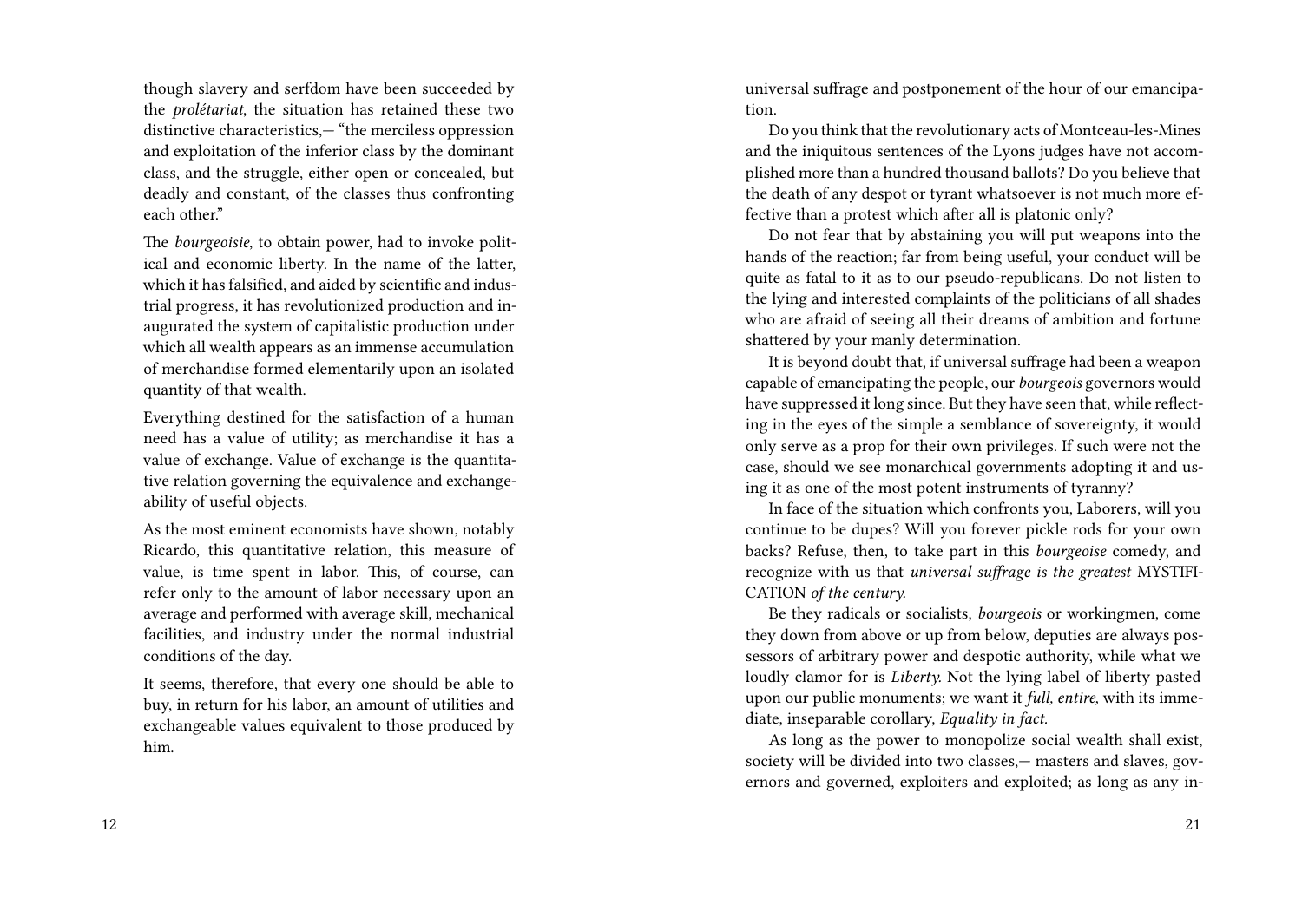though slavery and serfdom have been succeeded by the *prolétariat*, the situation has retained these two distinctive characteristics,— "the merciless oppression and exploitation of the inferior class by the dominant class, and the struggle, either open or concealed, but deadly and constant, of the classes thus confronting each other."

The *bourgeoisie*, to obtain power, had to invoke political and economic liberty. In the name of the latter, which it has falsified, and aided by scientific and industrial progress, it has revolutionized production and inaugurated the system of capitalistic production under which all wealth appears as an immense accumulation of merchandise formed elementarily upon an isolated quantity of that wealth.

Everything destined for the satisfaction of a human need has a value of utility; as merchandise it has a value of exchange. Value of exchange is the quantitative relation governing the equivalence and exchangeability of useful objects.

As the most eminent economists have shown, notably Ricardo, this quantitative relation, this measure of value, is time spent in labor. This, of course, can refer only to the amount of labor necessary upon an average and performed with average skill, mechanical facilities, and industry under the normal industrial conditions of the day.

It seems, therefore, that every one should be able to buy, in return for his labor, an amount of utilities and exchangeable values equivalent to those produced by him.

universal suffrage and postponement of the hour of our emancipation.

Do you think that the revolutionary acts of Montceau-les-Mines and the iniquitous sentences of the Lyons judges have not accomplished more than a hundred thousand ballots? Do you believe that the death of any despot or tyrant whatsoever is not much more effective than a protest which after all is platonic only?

Do not fear that by abstaining you will put weapons into the hands of the reaction; far from being useful, your conduct will be quite as fatal to it as to our pseudo-republicans. Do not listen to the lying and interested complaints of the politicians of all shades who are afraid of seeing all their dreams of ambition and fortune shattered by your manly determination.

It is beyond doubt that, if universal suffrage had been a weapon capable of emancipating the people, our *bourgeois* governors would have suppressed it long since. But they have seen that, while reflecting in the eyes of the simple a semblance of sovereignty, it would only serve as a prop for their own privileges. If such were not the case, should we see monarchical governments adopting it and using it as one of the most potent instruments of tyranny?

In face of the situation which confronts you, Laborers, will you continue to be dupes? Will you forever pickle rods for your own backs? Refuse, then, to take part in this *bourgeoise* comedy, and recognize with us that *universal suffrage is the greatest* MYSTIFICATION *of the century.*

Be they radicals or socialists, *bourgeois* or workingmen, come they down from above or up from below, deputies are always possessors of arbitrary power and despotic authority, while what we loudly clamor for is *Liberty.* Not the lying label of liberty pasted upon our public monuments; we want it *full, entire*, with its immediate, inseparable corollary, *Equality in fact*.

As long as the power to monopolize social wealth shall exist, society will be divided into two classes,— masters and slaves, governors and governed, exploiters and exploited; as long as any in-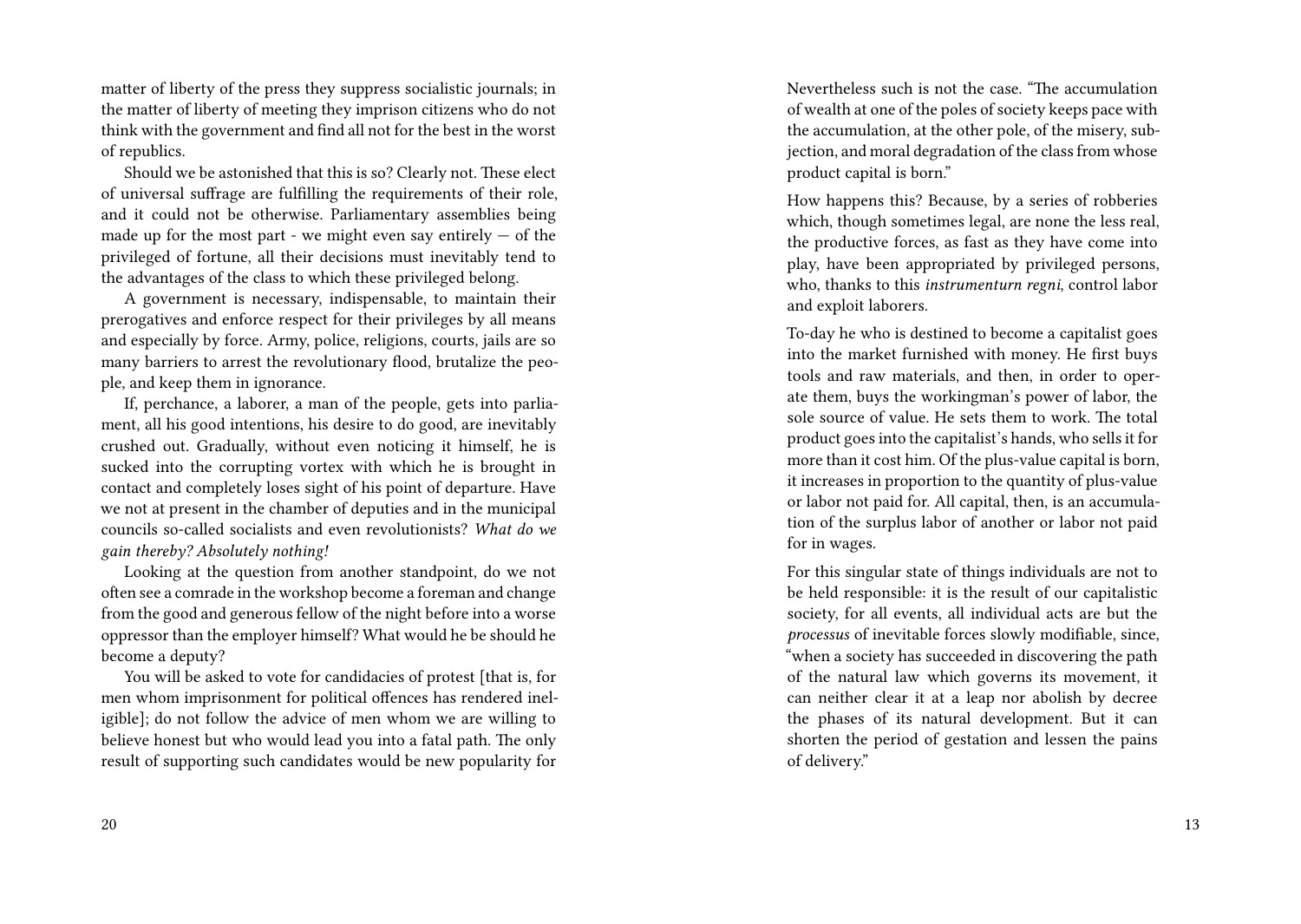matter of liberty of the press they suppress socialistic journals; in the matter of liberty of meeting they imprison citizens who do not think with the government and find all not for the best in the worst of republics.

Should we be astonished that this is so? Clearly not. These elect of universal suffrage are fulfilling the requirements of their role, and it could not be otherwise. Parliamentary assemblies being made up for the most part - we might even say entirely — of the privileged of fortune, all their decisions must inevitably tend to the advantages of the class to which these privileged belong.

A government is necessary, indispensable, to maintain their prerogatives and enforce respect for their privileges by all means and especially by force. Army, police, religions, courts, jails are so many barriers to arrest the revolutionary flood, brutalize the people, and keep them in ignorance.

If, perchance, a laborer, a man of the people, gets into parliament, all his good intentions, his desire to do good, are inevitably crushed out. Gradually, without even noticing it himself, he is sucked into the corrupting vortex with which he is brought in contact and completely loses sight of his point of departure. Have we not at present in the chamber of deputies and in the municipal councils so-called socialists and even revolutionists? *What do we gain thereby? Absolutely nothing!*

Looking at the question from another standpoint, do we not often see a comrade in the workshop become a foreman and change from the good and generous fellow of the night before into a worse oppressor than the employer himself? What would he be should he become a deputy?

You will be asked to vote for candidacies of protest [that is, for men whom imprisonment for political offences has rendered ineligible]; do not follow the advice of men whom we are willing to believe honest but who would lead you into a fatal path. The only result of supporting such candidates would be new popularity for

Nevertheless such is not the case. "The accumulation of wealth at one of the poles of society keeps pace with the accumulation, at the other pole, of the misery, subjection, and moral degradation of the class from whose product capital is born."

How happens this? Because, by a series of robberies which, though sometimes legal, are none the less real, the productive forces, as fast as they have come into play, have been appropriated by privileged persons, who, thanks to this *instrumenturn regni*, control labor and exploit laborers.

To-day he who is destined to become a capitalist goes into the market furnished with money. He first buys tools and raw materials, and then, in order to operate them, buys the workingman's power of labor, the sole source of value. He sets them to work. The total product goes into the capitalist's hands, who sells it for more than it cost him. Of the plus-value capital is born, it increases in proportion to the quantity of plus-value or labor not paid for. All capital, then, is an accumulation of the surplus labor of another or labor not paid for in wages.

For this singular state of things individuals are not to be held responsible: it is the result of our capitalistic society, for all events, all individual acts are but the *processus* of inevitable forces slowly modifiable, since, "when a society has succeeded in discovering the path of the natural law which governs its movement, it can neither clear it at a leap nor abolish by decree the phases of its natural development. But it can shorten the period of gestation and lessen the pains of delivery."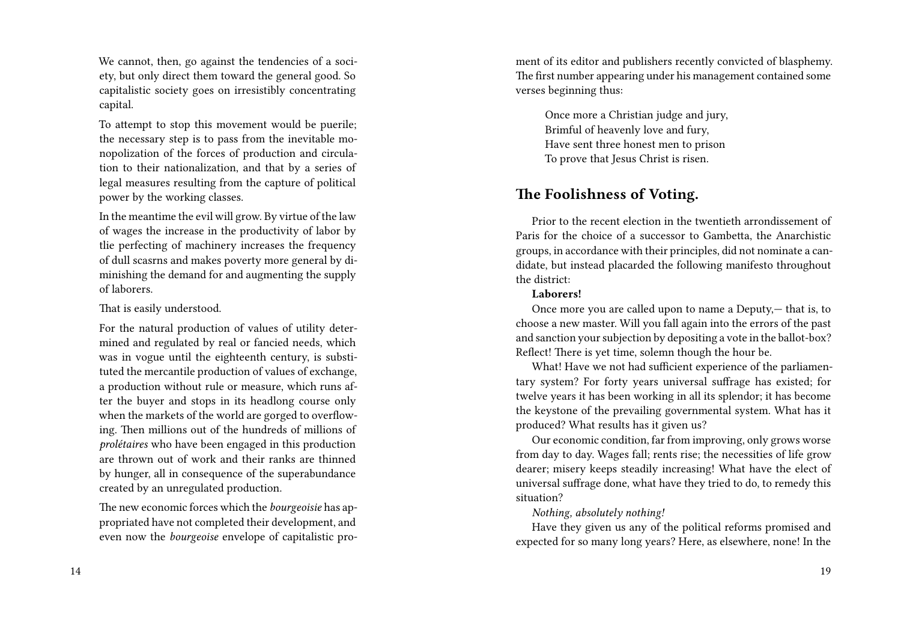We cannot, then, go against the tendencies of a society, but only direct them toward the general good. So capitalistic society goes on irresistibly concentrating capital.

To attempt to stop this movement would be puerile; the necessary step is to pass from the inevitable monopolization of the forces of production and circulation to their nationalization, and that by a series of legal measures resulting from the capture of political power by the working classes.

In the meantime the evil will grow. By virtue of the law of wages the increase in the productivity of labor by tlie perfecting of machinery increases the frequency of dull scasrns and makes poverty more general by diminishing the demand for and augmenting the supply of laborers.

That is easily understood.

For the natural production of values of utility determined and regulated by real or fancied needs, which was in vogue until the eighteenth century, is substituted the mercantile production of values of exchange, a production without rule or measure, which runs after the buyer and stops in its headlong course only when the markets of the world are gorged to overflowing. Then millions out of the hundreds of millions of *prolétaires* who have been engaged in this production are thrown out of work and their ranks are thinned by hunger, all in consequence of the superabundance created by an unregulated production.

The new economic forces which the *bourgeoisie* has appropriated have not completed their development, and even now the *bourgeoise* envelope of capitalistic pro-

ment of its editor and publishers recently convicted of blasphemy. The first number appearing under his management contained some verses beginning thus:

> Once more a Christian judge and jury,
> Brimful of heavenly love and fury,
> Have sent three honest men to prison
> To prove that Jesus Christ is risen.

## The Foolishness of Voting.

Prior to the recent election in the twentieth arrondissement of Paris for the choice of a successor to Gambetta, the Anarchistic groups, in accordance with their principles, did not nominate a candidate, but instead placarded the following manifesto throughout the district:

**Laborers!**

Once more you are called upon to name a Deputy,— that is, to choose a new master. Will you fall again into the errors of the past and sanction your subjection by depositing a vote in the ballot-box? Reflect! There is yet time, solemn though the hour be.

What! Have we not had sufficient experience of the parliamentary system? For forty years universal suffrage has existed; for twelve years it has been working in all its splendor; it has become the keystone of the prevailing governmental system. What has it produced? What results has it given us?

Our economic condition, far from improving, only grows worse from day to day. Wages fall; rents rise; the necessities of life grow dearer; misery keeps steadily increasing! What have the elect of universal suffrage done, what have they tried to do, to remedy this situation?

*Nothing, absolutely nothing!*

Have they given us any of the political reforms promised and expected for so many long years? Here, as elsewhere, none! In the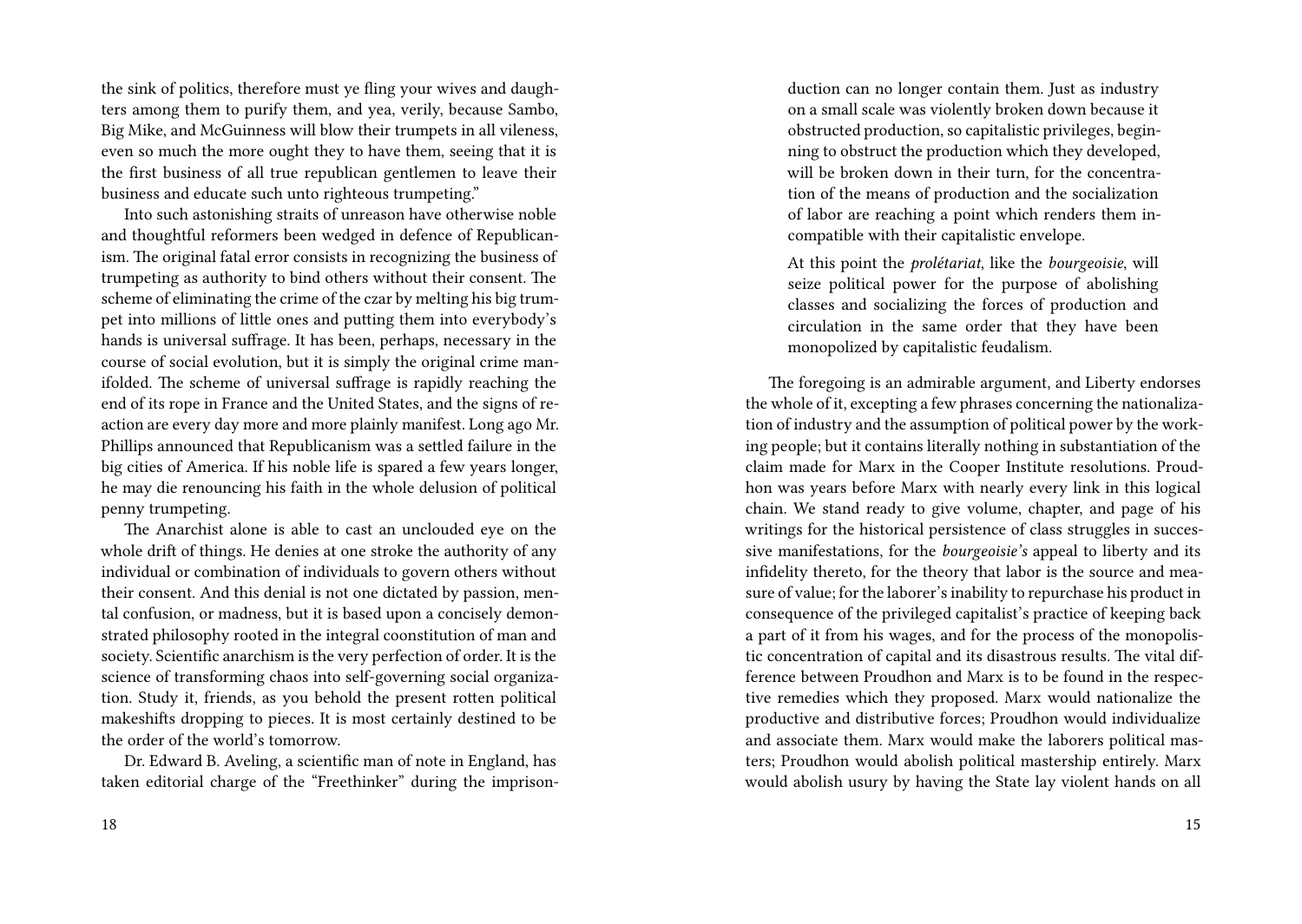the sink of politics, therefore must ye fling your wives and daughters among them to purify them, and yea, verily, because Sambo, Big Mike, and McGuinness will blow their trumpets in all vileness, even so much the more ought they to have them, seeing that it is the first business of all true republican gentlemen to leave their business and educate such unto righteous trumpeting."

Into such astonishing straits of unreason have otherwise noble and thoughtful reformers been wedged in defence of Republicanism. The original fatal error consists in recognizing the business of trumpeting as authority to bind others without their consent. The scheme of eliminating the crime of the czar by melting his big trumpet into millions of little ones and putting them into everybody's hands is universal suffrage. It has been, perhaps, necessary in the course of social evolution, but it is simply the original crime manifolded. The scheme of universal suffrage is rapidly reaching the end of its rope in France and the United States, and the signs of reaction are every day more and more plainly manifest. Long ago Mr. Phillips announced that Republicanism was a settled failure in the big cities of America. If his noble life is spared a few years longer, he may die renouncing his faith in the whole delusion of political penny trumpeting.

The Anarchist alone is able to cast an unclouded eye on the whole drift of things. He denies at one stroke the authority of any individual or combination of individuals to govern others without their consent. And this denial is not one dictated by passion, mental confusion, or madness, but it is based upon a concisely demonstrated philosophy rooted in the integral coonstitution of man and society. Scientific anarchism is the very perfection of order. It is the science of transforming chaos into self-governing social organization. Study it, friends, as you behold the present rotten political makeshifts dropping to pieces. It is most certainly destined to be the order of the world's tomorrow.

Dr. Edward B. Aveling, a scientific man of note in England, has taken editorial charge of the "Freethinker" during the imprison-

> duction can no longer contain them. Just as industry on a small scale was violently broken down because it obstructed production, so capitalistic privileges, beginning to obstruct the production which they developed, will be broken down in their turn, for the concentration of the means of production and the socialization of labor are reaching a point which renders them incompatible with their capitalistic envelope.
>
> At this point the *prolétariat*, like the *bourgeoisie*, will seize political power for the purpose of abolishing classes and socializing the forces of production and circulation in the same order that they have been monopolized by capitalistic feudalism.

The foregoing is an admirable argument, and Liberty endorses the whole of it, excepting a few phrases concerning the nationalization of industry and the assumption of political power by the working people; but it contains literally nothing in substantiation of the claim made for Marx in the Cooper Institute resolutions. Proudhon was years before Marx with nearly every link in this logical chain. We stand ready to give volume, chapter, and page of his writings for the historical persistence of class struggles in successive manifestations, for the *bourgeoisie's* appeal to liberty and its infidelity thereto, for the theory that labor is the source and measure of value; for the laborer's inability to repurchase his product in consequence of the privileged capitalist's practice of keeping back a part of it from his wages, and for the process of the monopolistic concentration of capital and its disastrous results. The vital difference between Proudhon and Marx is to be found in the respective remedies which they proposed. Marx would nationalize the productive and distributive forces; Proudhon would individualize and associate them. Marx would make the laborers political masters; Proudhon would abolish political mastership entirely. Marx would abolish usury by having the State lay violent hands on all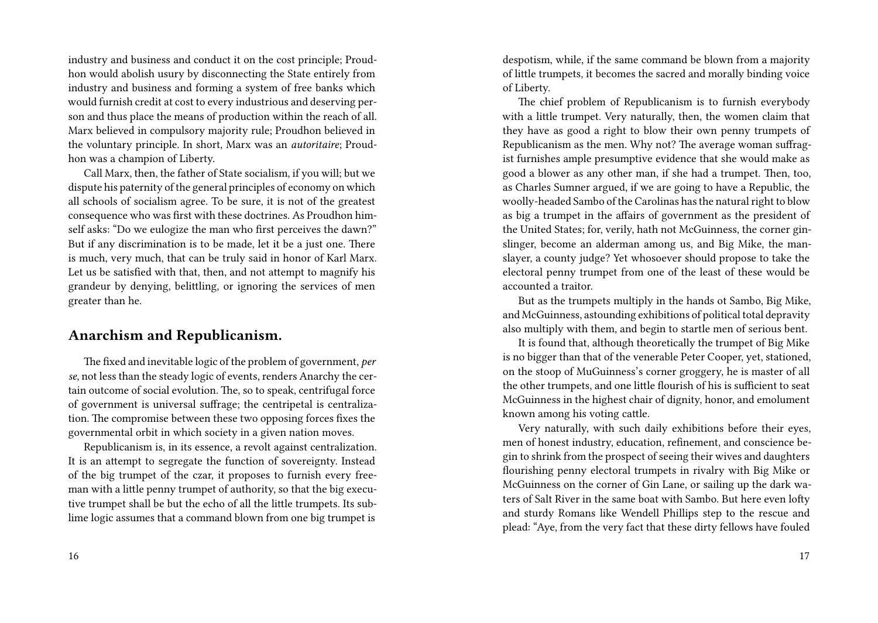industry and business and conduct it on the cost principle; Proudhon would abolish usury by disconnecting the State entirely from industry and business and forming a system of free banks which would furnish credit at cost to every industrious and deserving person and thus place the means of production within the reach of all. Marx believed in compulsory majority rule; Proudhon believed in the voluntary principle. In short, Marx was an *autoritaire*; Proudhon was a champion of Liberty.

Call Marx, then, the father of State socialism, if you will; but we dispute his paternity of the general principles of economy on which all schools of socialism agree. To be sure, it is not of the greatest consequence who was first with these doctrines. As Proudhon himself asks: "Do we eulogize the man who first perceives the dawn?" But if any discrimination is to be made, let it be a just one. There is much, very much, that can be truly said in honor of Karl Marx. Let us be satisfied with that, then, and not attempt to magnify his grandeur by denying, belittling, or ignoring the services of men greater than he.

## Anarchism and Republicanism.

The fixed and inevitable logic of the problem of government, *per se*, not less than the steady logic of events, renders Anarchy the certain outcome of social evolution. The, so to speak, centrifugal force of government is universal suffrage; the centripetal is centralization. The compromise between these two opposing forces fixes the governmental orbit in which society in a given nation moves.

Republicanism is, in its essence, a revolt against centralization. It is an attempt to segregate the function of sovereignty. Instead of the big trumpet of the czar, it proposes to furnish every freeman with a little penny trumpet of authority, so that the big executive trumpet shall be but the echo of all the little trumpets. Its sublime logic assumes that a command blown from one big trumpet is despotism, while, if the same command be blown from a majority of little trumpets, it becomes the sacred and morally binding voice of Liberty.

The chief problem of Republicanism is to furnish everybody with a little trumpet. Very naturally, then, the women claim that they have as good a right to blow their own penny trumpets of Republicanism as the men. Why not? The average woman suffragist furnishes ample presumptive evidence that she would make as good a blower as any other man, if she had a trumpet. Then, too, as Charles Sumner argued, if we are going to have a Republic, the woolly-headed Sambo of the Carolinas has the natural right to blow as big a trumpet in the affairs of government as the president of the United States; for, verily, hath not McGuinness, the corner gin-slinger, become an alderman among us, and Big Mike, the man-slayer, a county judge? Yet whosoever should propose to take the electoral penny trumpet from one of the least of these would be accounted a traitor.

But as the trumpets multiply in the hands ot Sambo, Big Mike, and McGuinness, astounding exhibitions of political total depravity also multiply with them, and begin to startle men of serious bent.

It is found that, although theoretically the trumpet of Big Mike is no bigger than that of the venerable Peter Cooper, yet, stationed, on the stoop of MuGuinness's corner groggery, he is master of all the other trumpets, and one little flourish of his is sufficient to seat McGuinness in the highest chair of dignity, honor, and emolument known among his voting cattle.

Very naturally, with such daily exhibitions before their eyes, men of honest industry, education, refinement, and conscience begin to shrink from the prospect of seeing their wives and daughters flourishing penny electoral trumpets in rivalry with Big Mike or McGuinness on the corner of Gin Lane, or sailing up the dark waters of Salt River in the same boat with Sambo. But here even lofty and sturdy Romans like Wendell Phillips step to the rescue and plead: "Aye, from the very fact that these dirty fellows have fouled